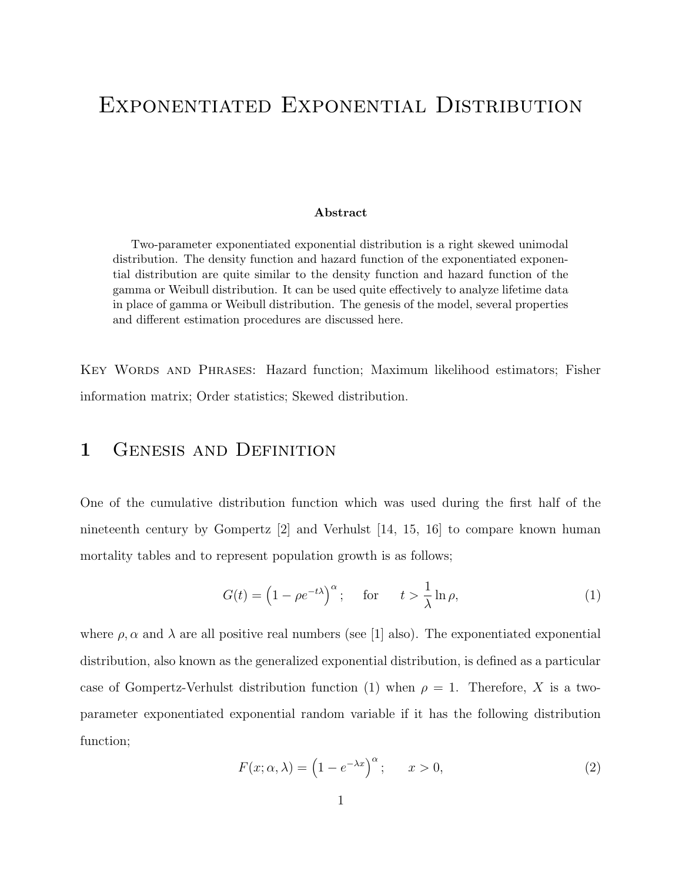# Exponentiated Exponential Distribution

**Abstract**

Two-parameter exponentiated exponential distribution is a right skewed unimodal distribution. The density function and hazard function of the exponentiated exponential distribution are quite similar to the density function and hazard function of the gamma or Weibull distribution. It can be used quite effectively to analyze lifetime data in place of gamma or Weibull distribution. The genesis of the model, several properties and different estimation procedures are discussed here.

Key Words and Phrases: Hazard function; Maximum likelihood estimators; Fisher information matrix; Order statistics; Skewed distribution.

## 1 Genesis and Definition

One of the cumulative distribution function which was used during the first half of the nineteenth century by Gompertz [2] and Verhulst [14, 15, 16] to compare known human mortality tables and to represent population growth is as follows;

$$G(t) = \left(1 - \rho e^{-t\lambda}\right)^{\alpha}; \quad \text{for} \quad t > \frac{1}{\lambda} \ln \rho, \tag{1}$$

where $\rho, \alpha$ and $\lambda$ are all positive real numbers (see [1] also). The exponentiated exponential distribution, also known as the generalized exponential distribution, is defined as a particular case of Gompertz-Verhulst distribution function (1) when $\rho = 1$. Therefore, $X$ is a two-parameter exponentiated exponential random variable if it has the following distribution function;

$$F(x; \alpha, \lambda) = \left(1 - e^{-\lambda x}\right)^{\alpha}; \quad x > 0, \tag{2}$$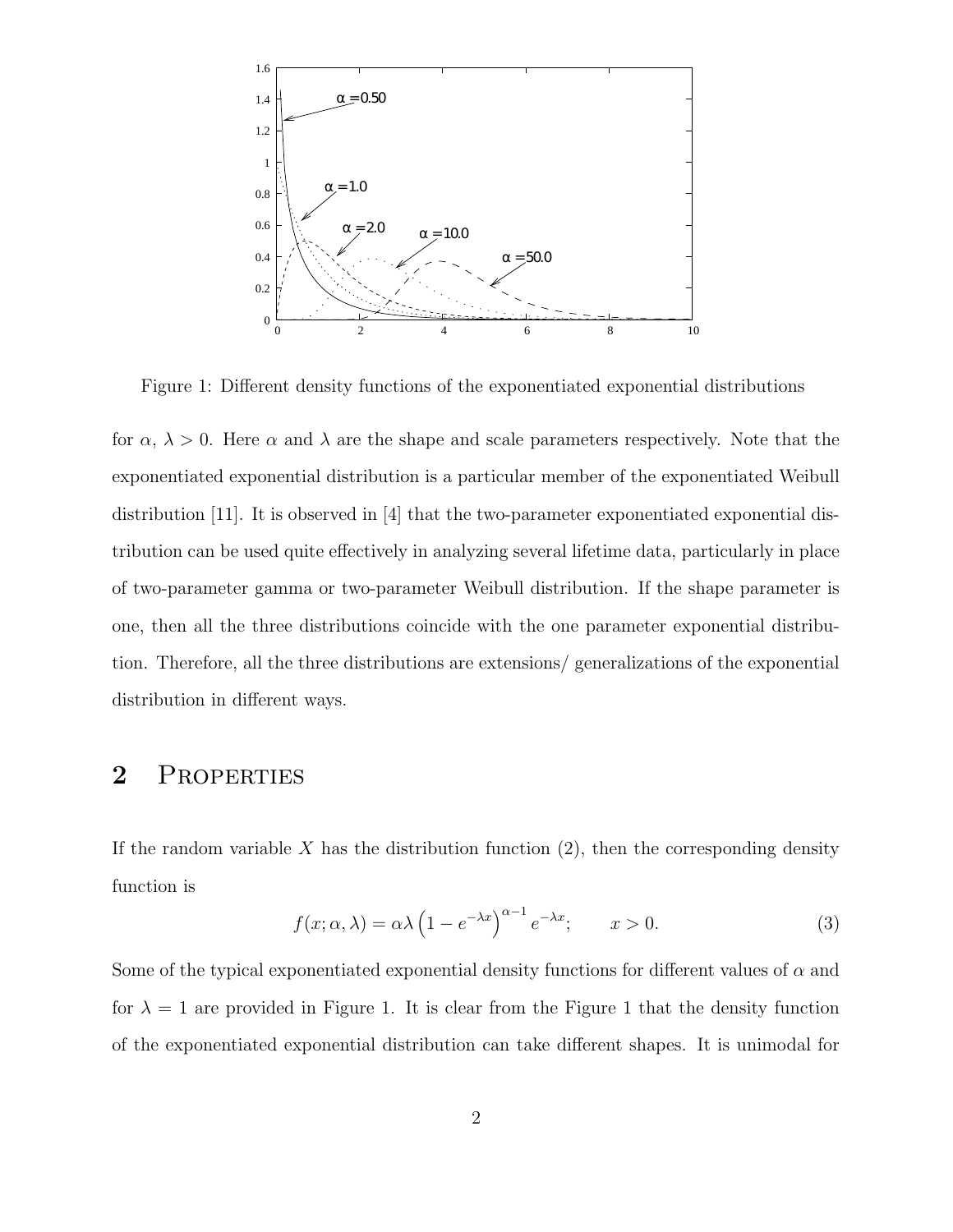Figure 1: Different density functions of the exponentiated exponential distributions

for $\alpha$, $\lambda > 0$. Here $\alpha$ and $\lambda$ are the shape and scale parameters respectively. Note that the exponentiated exponential distribution is a particular member of the exponentiated Weibull distribution [11]. It is observed in [4] that the two-parameter exponentiated exponential distribution can be used quite effectively in analyzing several lifetime data, particularly in place of two-parameter gamma or two-parameter Weibull distribution. If the shape parameter is one, then all the three distributions coincide with the one parameter exponential distribution. Therefore, all the three distributions are extensions/ generalizations of the exponential distribution in different ways.

## 2 Properties

If the random variable $X$ has the distribution function (2), then the corresponding density function is

$$f(x; \alpha, \lambda) = \alpha\lambda \left(1 - e^{-\lambda x}\right)^{\alpha - 1} e^{-\lambda x}; \qquad x > 0. \tag{3}$$

Some of the typical exponentiated exponential density functions for different values of $\alpha$ and for $\lambda = 1$ are provided in Figure 1. It is clear from the Figure 1 that the density function of the exponentiated exponential distribution can take different shapes. It is unimodal for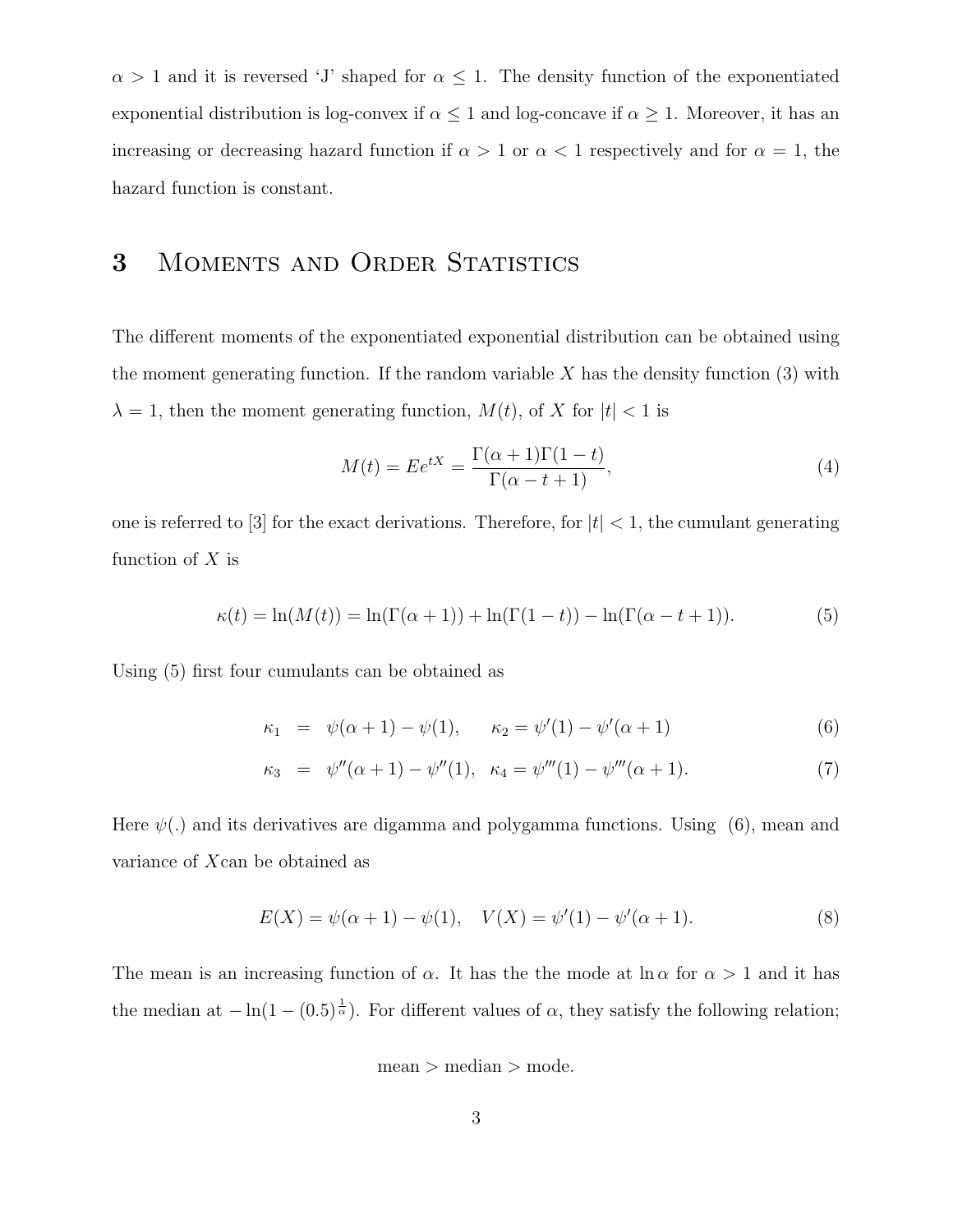$\alpha > 1$ and it is reversed 'J' shaped for $\alpha \leq 1$. The density function of the exponentiated exponential distribution is log-convex if $\alpha \leq 1$ and log-concave if $\alpha \geq 1$. Moreover, it has an increasing or decreasing hazard function if $\alpha > 1$ or $\alpha < 1$ respectively and for $\alpha = 1$, the hazard function is constant.

# 3 Moments and Order Statistics

The different moments of the exponentiated exponential distribution can be obtained using the moment generating function. If the random variable $X$ has the density function (3) with $\lambda = 1$, then the moment generating function, $M(t)$, of $X$ for $|t| < 1$ is

$$M(t) = Ee^{tX} = \frac{\Gamma(\alpha+1)\Gamma(1-t)}{\Gamma(\alpha-t+1)}, \tag{4}$$

one is referred to [3] for the exact derivations. Therefore, for $|t| < 1$, the cumulant generating function of $X$ is

$$\kappa(t) = \ln(M(t)) = \ln(\Gamma(\alpha+1)) + \ln(\Gamma(1-t)) - \ln(\Gamma(\alpha-t+1)). \tag{5}$$

Using (5) first four cumulants can be obtained as

$$\kappa_1 = \psi(\alpha+1) - \psi(1), \qquad \kappa_2 = \psi'(1) - \psi'(\alpha+1) \tag{6}$$

$$\kappa_3 = \psi''(\alpha+1) - \psi''(1), \quad \kappa_4 = \psi'''(1) - \psi'''(\alpha+1). \tag{7}$$

Here $\psi(.)$ and its derivatives are digamma and polygamma functions. Using (6), mean and variance of $X$can be obtained as

$$E(X) = \psi(\alpha+1) - \psi(1), \quad V(X) = \psi'(1) - \psi'(\alpha+1). \tag{8}$$

The mean is an increasing function of $\alpha$. It has the the mode at $\ln\alpha$ for $\alpha > 1$ and it has the median at $-\ln(1-(0.5)^{\frac{1}{\alpha}})$. For different values of $\alpha$, they satisfy the following relation;

$$\text{mean} > \text{median} > \text{mode}.$$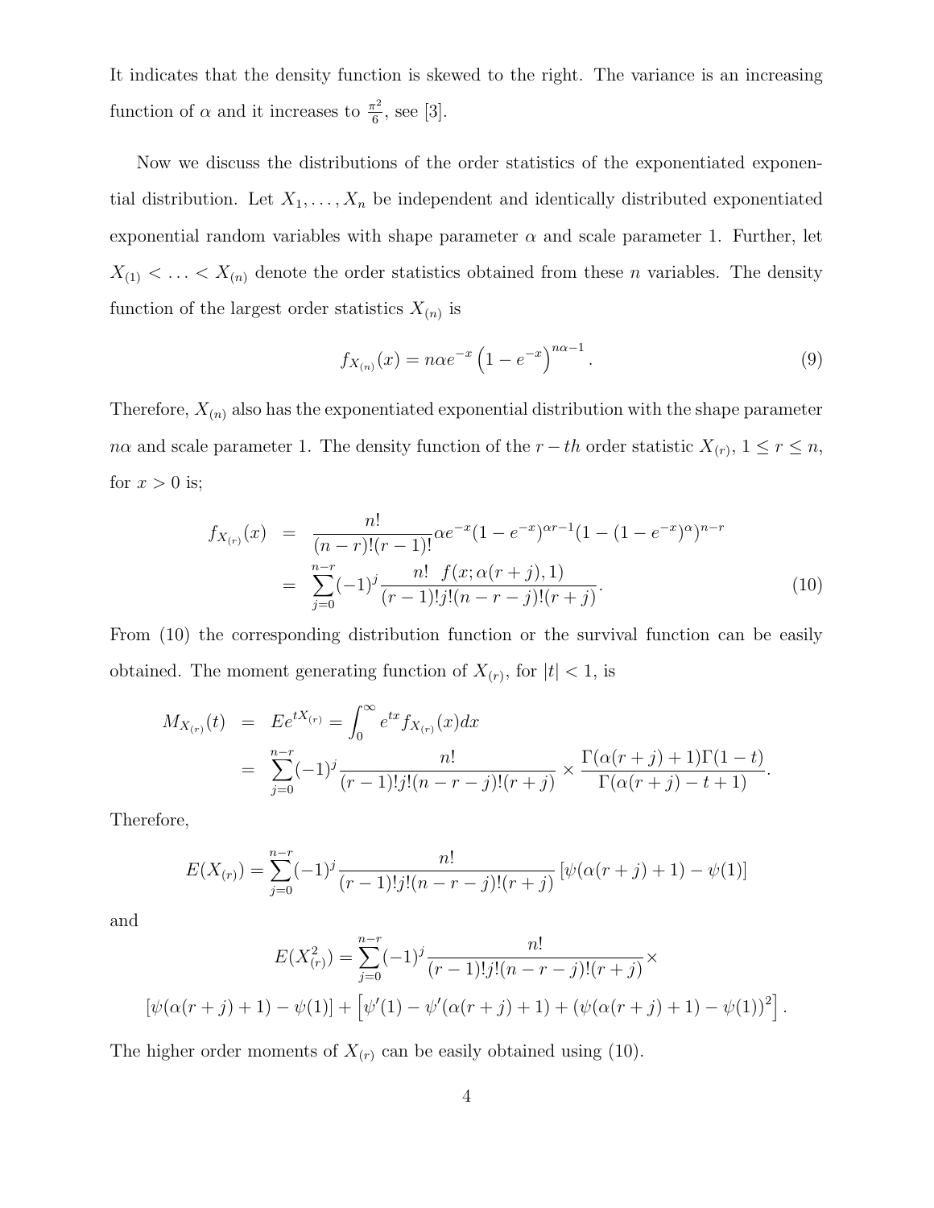It indicates that the density function is skewed to the right. The variance is an increasing function of $\alpha$ and it increases to $\frac{\pi^2}{6}$, see [3].

Now we discuss the distributions of the order statistics of the exponentiated exponential distribution. Let $X_1, \ldots, X_n$ be independent and identically distributed exponentiated exponential random variables with shape parameter $\alpha$ and scale parameter 1. Further, let $X_{(1)} < \ldots < X_{(n)}$ denote the order statistics obtained from these $n$ variables. The density function of the largest order statistics $X_{(n)}$ is

$$f_{X_{(n)}}(x) = n\alpha e^{-x}\left(1 - e^{-x}\right)^{n\alpha - 1}. \tag{9}$$

Therefore, $X_{(n)}$ also has the exponentiated exponential distribution with the shape parameter $n\alpha$ and scale parameter 1. The density function of the $r-th$ order statistic $X_{(r)}$, $1 \leq r \leq n$, for $x > 0$ is;

$$\begin{aligned} f_{X_{(r)}}(x) &= \frac{n!}{(n-r)!(r-1)!}\alpha e^{-x}(1-e^{-x})^{\alpha r - 1}(1-(1-e^{-x})^{\alpha})^{n-r} \\ &= \sum_{j=0}^{n-r}(-1)^j \frac{n! \;\; f(x;\alpha(r+j),1)}{(r-1)!j!(n-r-j)!(r+j)}. \end{aligned} \tag{10}$$

From (10) the corresponding distribution function or the survival function can be easily obtained. The moment generating function of $X_{(r)}$, for $|t| < 1$, is

$$\begin{aligned} M_{X_{(r)}}(t) &= Ee^{tX_{(r)}} = \int_0^{\infty} e^{tx} f_{X_{(r)}}(x)dx \\ &= \sum_{j=0}^{n-r}(-1)^j \frac{n!}{(r-1)!j!(n-r-j)!(r+j)} \times \frac{\Gamma(\alpha(r+j)+1)\Gamma(1-t)}{\Gamma(\alpha(r+j)-t+1)}. \end{aligned}$$

Therefore,

$$E(X_{(r)}) = \sum_{j=0}^{n-r}(-1)^j \frac{n!}{(r-1)!j!(n-r-j)!(r+j)}\left[\psi(\alpha(r+j)+1) - \psi(1)\right]$$

and

$$\begin{aligned} E(X_{(r)}^2) = \sum_{j=0}^{n-r}(-1)^j \frac{n!}{(r-1)!j!(n-r-j)!(r+j)} \times \\ \left[\psi(\alpha(r+j)+1) - \psi(1)\right] + \left[\psi'(1) - \psi'(\alpha(r+j)+1) + (\psi(\alpha(r+j)+1) - \psi(1))^2\right]. \end{aligned}$$

The higher order moments of $X_{(r)}$ can be easily obtained using (10).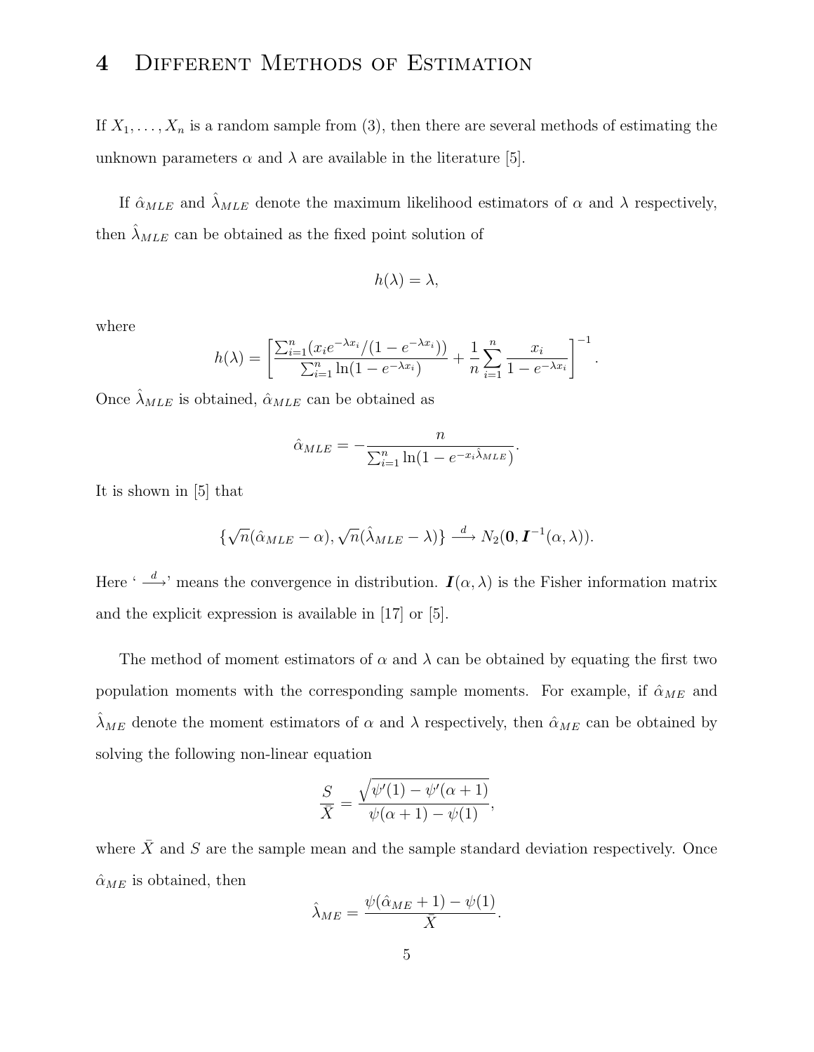# 4 Different Methods of Estimation

If $X_1, \ldots, X_n$ is a random sample from (3), then there are several methods of estimating the unknown parameters $\alpha$ and $\lambda$ are available in the literature [5].

If $\hat{\alpha}_{MLE}$ and $\hat{\lambda}_{MLE}$ denote the maximum likelihood estimators of $\alpha$ and $\lambda$ respectively, then $\hat{\lambda}_{MLE}$ can be obtained as the fixed point solution of

$$h(\lambda) = \lambda,$$

where

$$h(\lambda) = \left[ \frac{\sum_{i=1}^{n} (x_i e^{-\lambda x_i}/(1 - e^{-\lambda x_i}))}{\sum_{i=1}^{n} \ln(1 - e^{-\lambda x_i})} + \frac{1}{n} \sum_{i=1}^{n} \frac{x_i}{1 - e^{-\lambda x_i}} \right]^{-1}.$$

Once $\hat{\lambda}_{MLE}$ is obtained, $\hat{\alpha}_{MLE}$ can be obtained as

$$\hat{\alpha}_{MLE} = -\frac{n}{\sum_{i=1}^{n} \ln(1 - e^{-x_i \hat{\lambda}_{MLE}})}.$$

It is shown in [5] that

$$\{\sqrt{n}(\hat{\alpha}_{MLE} - \alpha), \sqrt{n}(\hat{\lambda}_{MLE} - \lambda)\} \xrightarrow{d} N_2(\mathbf{0}, \boldsymbol{I}^{-1}(\alpha, \lambda)).$$

Here '$\xrightarrow{d}$' means the convergence in distribution. $\boldsymbol{I}(\alpha, \lambda)$ is the Fisher information matrix and the explicit expression is available in [17] or [5].

The method of moment estimators of $\alpha$ and $\lambda$ can be obtained by equating the first two population moments with the corresponding sample moments. For example, if $\hat{\alpha}_{ME}$ and $\hat{\lambda}_{ME}$ denote the moment estimators of $\alpha$ and $\lambda$ respectively, then $\hat{\alpha}_{ME}$ can be obtained by solving the following non-linear equation

$$\frac{S}{\bar{X}} = \frac{\sqrt{\psi'(1) - \psi'(\alpha + 1)}}{\psi(\alpha + 1) - \psi(1)},$$

where $\bar{X}$ and $S$ are the sample mean and the sample standard deviation respectively. Once $\hat{\alpha}_{ME}$ is obtained, then

$$\hat{\lambda}_{ME} = \frac{\psi(\hat{\alpha}_{ME} + 1) - \psi(1)}{\bar{X}}.$$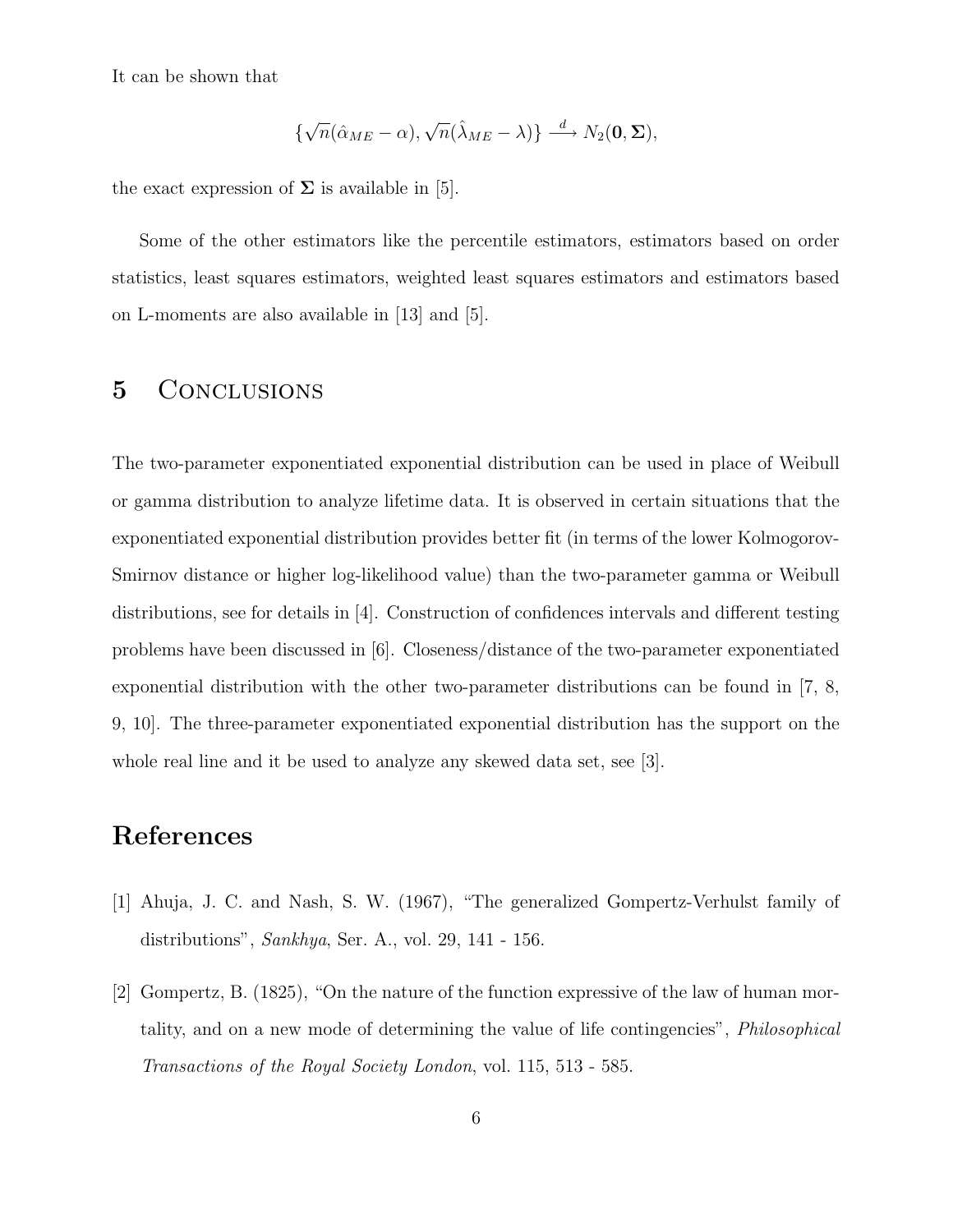It can be shown that

$$\{\sqrt{n}(\hat{\alpha}_{ME} - \alpha), \sqrt{n}(\hat{\lambda}_{ME} - \lambda)\} \xrightarrow{d} N_2(\mathbf{0}, \mathbf{\Sigma}),$$

the exact expression of $\mathbf{\Sigma}$ is available in [5].

Some of the other estimators like the percentile estimators, estimators based on order statistics, least squares estimators, weighted least squares estimators and estimators based on L-moments are also available in [13] and [5].

## 5 Conclusions

The two-parameter exponentiated exponential distribution can be used in place of Weibull or gamma distribution to analyze lifetime data. It is observed in certain situations that the exponentiated exponential distribution provides better fit (in terms of the lower Kolmogorov-Smirnov distance or higher log-likelihood value) than the two-parameter gamma or Weibull distributions, see for details in [4]. Construction of confidences intervals and different testing problems have been discussed in [6]. Closeness/distance of the two-parameter exponentiated exponential distribution with the other two-parameter distributions can be found in [7, 8, 9, 10]. The three-parameter exponentiated exponential distribution has the support on the whole real line and it be used to analyze any skewed data set, see [3].

## References

[1] Ahuja, J. C. and Nash, S. W. (1967), "The generalized Gompertz-Verhulst family of distributions", *Sankhya*, Ser. A., vol. 29, 141 - 156.

[2] Gompertz, B. (1825), "On the nature of the function expressive of the law of human mortality, and on a new mode of determining the value of life contingencies", *Philosophical Transactions of the Royal Society London*, vol. 115, 513 - 585.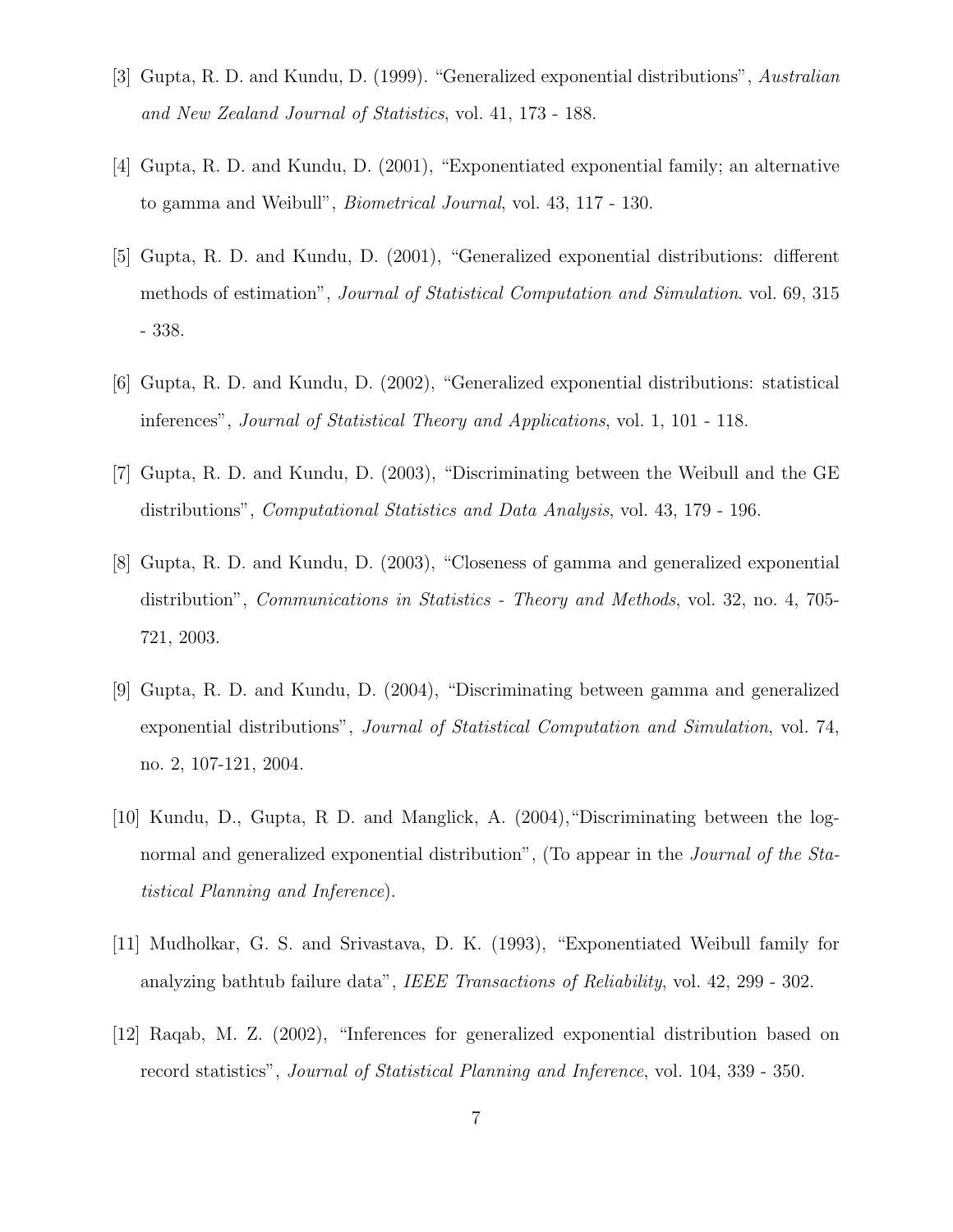[3] Gupta, R. D. and Kundu, D. (1999). "Generalized exponential distributions", *Australian and New Zealand Journal of Statistics*, vol. 41, 173 - 188.

[4] Gupta, R. D. and Kundu, D. (2001), "Exponentiated exponential family; an alternative to gamma and Weibull", *Biometrical Journal*, vol. 43, 117 - 130.

[5] Gupta, R. D. and Kundu, D. (2001), "Generalized exponential distributions: different methods of estimation", *Journal of Statistical Computation and Simulation*. vol. 69, 315 - 338.

[6] Gupta, R. D. and Kundu, D. (2002), "Generalized exponential distributions: statistical inferences", *Journal of Statistical Theory and Applications*, vol. 1, 101 - 118.

[7] Gupta, R. D. and Kundu, D. (2003), "Discriminating between the Weibull and the GE distributions", *Computational Statistics and Data Analysis*, vol. 43, 179 - 196.

[8] Gupta, R. D. and Kundu, D. (2003), "Closeness of gamma and generalized exponential distribution", *Communications in Statistics - Theory and Methods*, vol. 32, no. 4, 705-721, 2003.

[9] Gupta, R. D. and Kundu, D. (2004), "Discriminating between gamma and generalized exponential distributions", *Journal of Statistical Computation and Simulation*, vol. 74, no. 2, 107-121, 2004.

[10] Kundu, D., Gupta, R D. and Manglick, A. (2004),"Discriminating between the log-normal and generalized exponential distribution", (To appear in the *Journal of the Statistical Planning and Inference*).

[11] Mudholkar, G. S. and Srivastava, D. K. (1993), "Exponentiated Weibull family for analyzing bathtub failure data", *IEEE Transactions of Reliability*, vol. 42, 299 - 302.

[12] Raqab, M. Z. (2002), "Inferences for generalized exponential distribution based on record statistics", *Journal of Statistical Planning and Inference*, vol. 104, 339 - 350.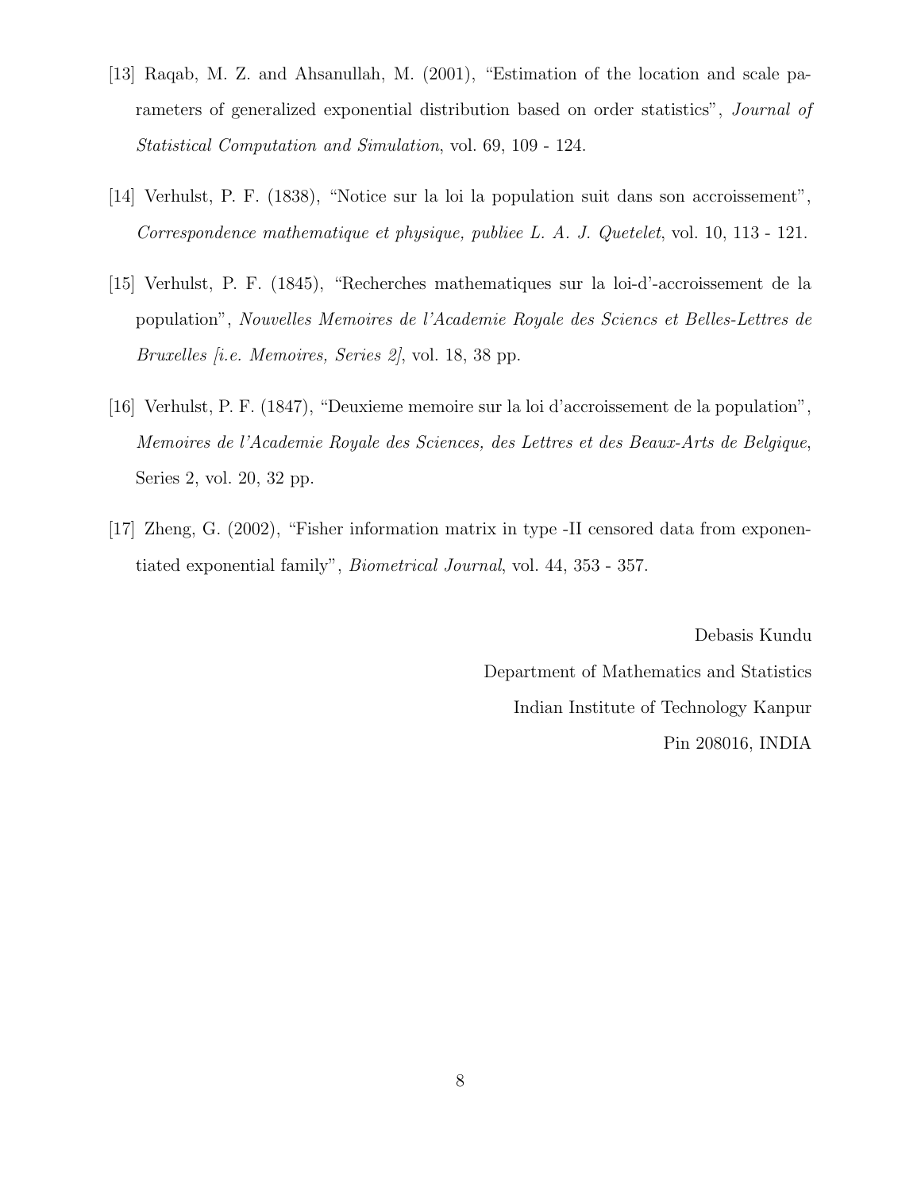[13] Raqab, M. Z. and Ahsanullah, M. (2001), "Estimation of the location and scale parameters of generalized exponential distribution based on order statistics", *Journal of Statistical Computation and Simulation*, vol. 69, 109 - 124.

[14] Verhulst, P. F. (1838), "Notice sur la loi la population suit dans son accroissement", *Correspondence mathematique et physique, publiee L. A. J. Quetelet*, vol. 10, 113 - 121.

[15] Verhulst, P. F. (1845), "Recherches mathematiques sur la loi-d'-accroissement de la population", *Nouvelles Memoires de l'Academie Royale des Sciencs et Belles-Lettres de Bruxelles [i.e. Memoires, Series 2]*, vol. 18, 38 pp.

[16] Verhulst, P. F. (1847), "Deuxieme memoire sur la loi d'accroissement de la population", *Memoires de l'Academie Royale des Sciences, des Lettres et des Beaux-Arts de Belgique*, Series 2, vol. 20, 32 pp.

[17] Zheng, G. (2002), "Fisher information matrix in type -II censored data from exponentiated exponential family", *Biometrical Journal*, vol. 44, 353 - 357.

Debasis Kundu
Department of Mathematics and Statistics
Indian Institute of Technology Kanpur
Pin 208016, INDIA